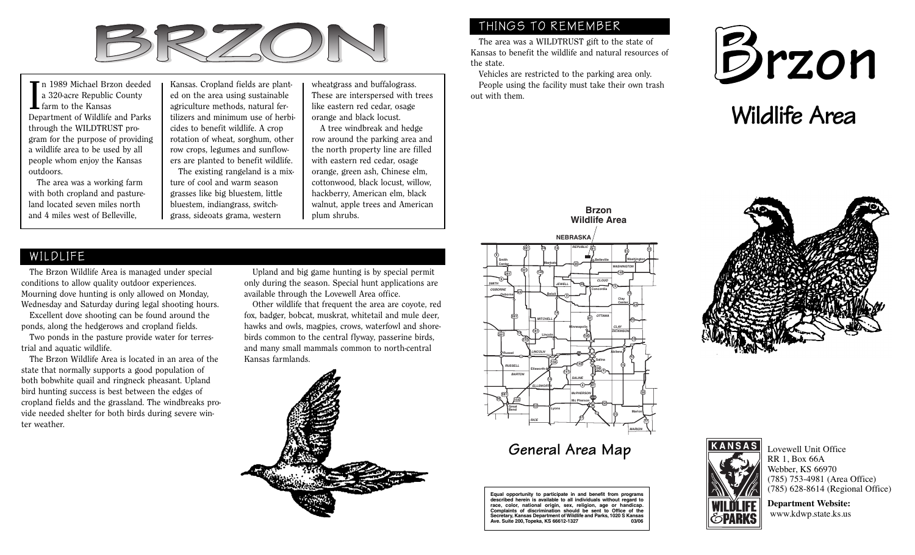# BRZON

In 1989 Michael Brzon deeded a 320-acre Republic County farm to the Kansas Department of Wildlife and Parks through the WILDTRUST program for the purpose of providing a wildlife area to be used by all people whom enjoy the Kansas outdoors.

The area was a working farm with both cropland and pastureland located seven miles north and 4 miles west of Belleville, Kansas. Cropland fields are planted on the area using sustainable agriculture methods, natural fertilizers and minimum use of herbicides to benefit wildlife. A crop rotation of wheat, sorghum, other row crops, legumes and sunflowers are planted to benefit wildlife.

The existing rangeland is a mixture of cool and warm season grasses like big bluestem, little bluestem, indiangrass, switchgrass, sideoats grama, western wheatgrass and buffalograss. These are interspersed with trees like eastern red cedar, osage orange and black locust.

A tree windbreak and hedge row around the parking area and the north property line are filled with eastern red cedar, osage orange, green ash, Chinese elm, cottonwood, black locust, willow, hackberry, American elm, black walnut, apple trees and American plum shrubs.

## WILDLIFE

The Brzon Wildlife Area is managed under special conditions to allow quality outdoor experiences. Mourning dove hunting is only allowed on Monday, Wednesday and Saturday during legal shooting hours.

Excellent dove shooting can be found around the ponds, along the hedgerows and cropland fields.

Two ponds in the pasture provide water for terrestrial and aquatic wildlife.

The Brzon Wildlife Area is located in an area of the state that normally supports a good population of both bobwhite quail and ringneck pheasant. Upland bird hunting success is best between the edges of cropland fields and the grassland. The windbreaks provide needed shelter for both birds during severe winter weather.

Upland and big game hunting is by special permit only during the season. Special hunt applications are available through the Lovewell Area office.

Other wildlife that frequent the area are coyote, red fox, badger, bobcat, muskrat, whitetail and mule deer, hawks and owls, magpies, crows, waterfowl and shorebirds common to the central flyway, passerine birds, and many small mammals common to north-central Kansas farmlands.

## THINGS TO REMEMBER

The area was a WILDTRUST gift to the state of Kansas to benefit the wildlife and natural resources of the state.

Vehicles are restricted to the parking area only.

People using the facility must take their own trash out with them.

**Brzon Wildlife Area**

General Area Map

**Equal opportunity to participate in and benefit from programs described herein is available to all individuals without regard to race, color, national origin, sex, religion, age or handicap. Complaints of discrimination should be sent to Office of the Secretary, Kansas Department of Wildlife and Parks, 1020 S Kansas Ave. Suite 200, Topeka, KS 66612-1327 03/06**

# Brzon

## Wildlife Area

Lovewell Unit Office
RR 1, Box 66A
Webber, KS 66970
(785) 753-4981 (Area Office)
(785) 628-8614 (Regional Office)

**Department Website:**
www.kdwp.state.ks.us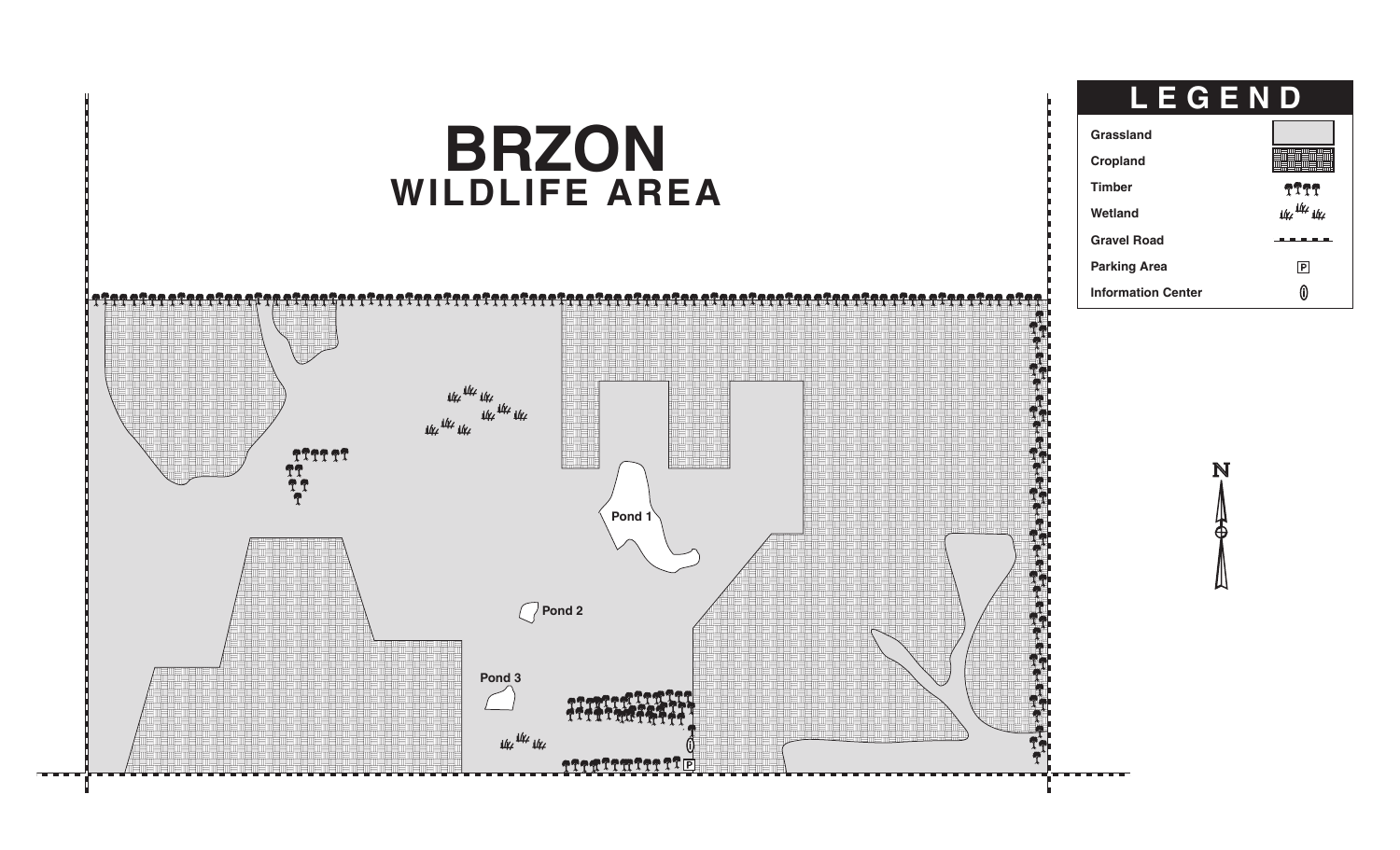# BRZON
## WILDLIFE AREA

Pond 1

Pond 2

Pond 3

P

N

**LEGEND**

Grassland

Cropland

Timber

Wetland

Gravel Road

Parking Area

Information Center